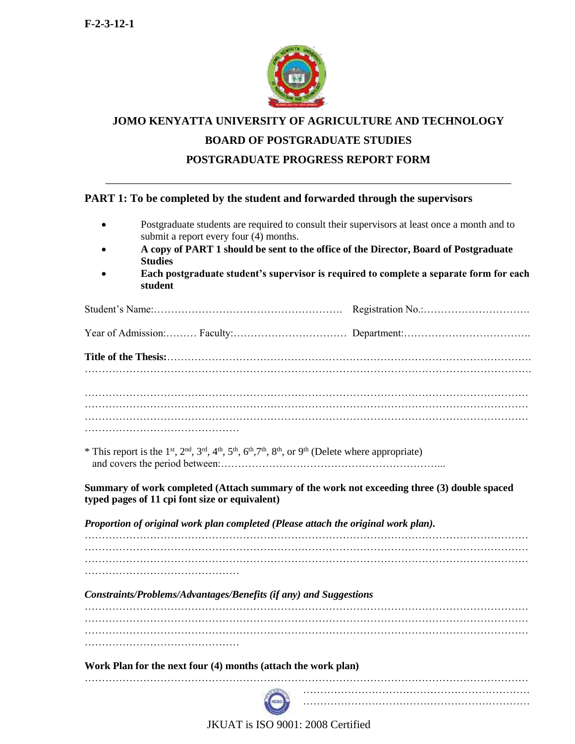F-2-3-12-1

# JOMO KENYATTA UNIVERSITY OF AGRICULTURE AND TECHNOLOGY

## BOARD OF POSTGRADUATE STUDIES

## POSTGRADUATE PROGRESS REPORT FORM

---

**PART 1: To be completed by the student and forwarded through the supervisors**

- Postgraduate students are required to consult their supervisors at least once a month and to submit a report every four (4) months.
- **A copy of PART 1 should be sent to the office of the Director, Board of Postgraduate Studies**
- **Each postgraduate student's supervisor is required to complete a separate form for each student**

Student's Name:………………………………………………. Registration No.:………………………….

Year of Admission:……… Faculty:…………………………… Department:……………………………….

**Title of the Thesis:**…………………………………………………………………………………………
……………………………………………………………………………………………………………….

……………………………………………………………………………………………………………….
……………………………………………………………………………………………………………….
……………………………………………………………………………………………………………….
………………………………………

* This report is the 1st, 2nd, 3rd, 4th, 5th, 6th, 7th, 8th, or 9th (Delete where appropriate) and covers the period between:………………………………………………………...

**Summary of work completed (Attach summary of the work not exceeding three (3) double spaced typed pages of 11 cpi font size or equivalent)**

***Proportion of original work plan completed (Please attach the original work plan).***
……………………………………………………………………………………………………………….
……………………………………………………………………………………………………………….
……………………………………………………………………………………………………………….
………………………………………

***Constraints/Problems/Advantages/Benefits (if any) and Suggestions***
……………………………………………………………………………………………………………….
……………………………………………………………………………………………………………….
……………………………………………………………………………………………………………….
………………………………………

**Work Plan for the next four (4) months (attach the work plan)**
……………………………………………………………………………………………………………….
……………………………………………………………
……………………………………………………………

JKUAT is ISO 9001: 2008 Certified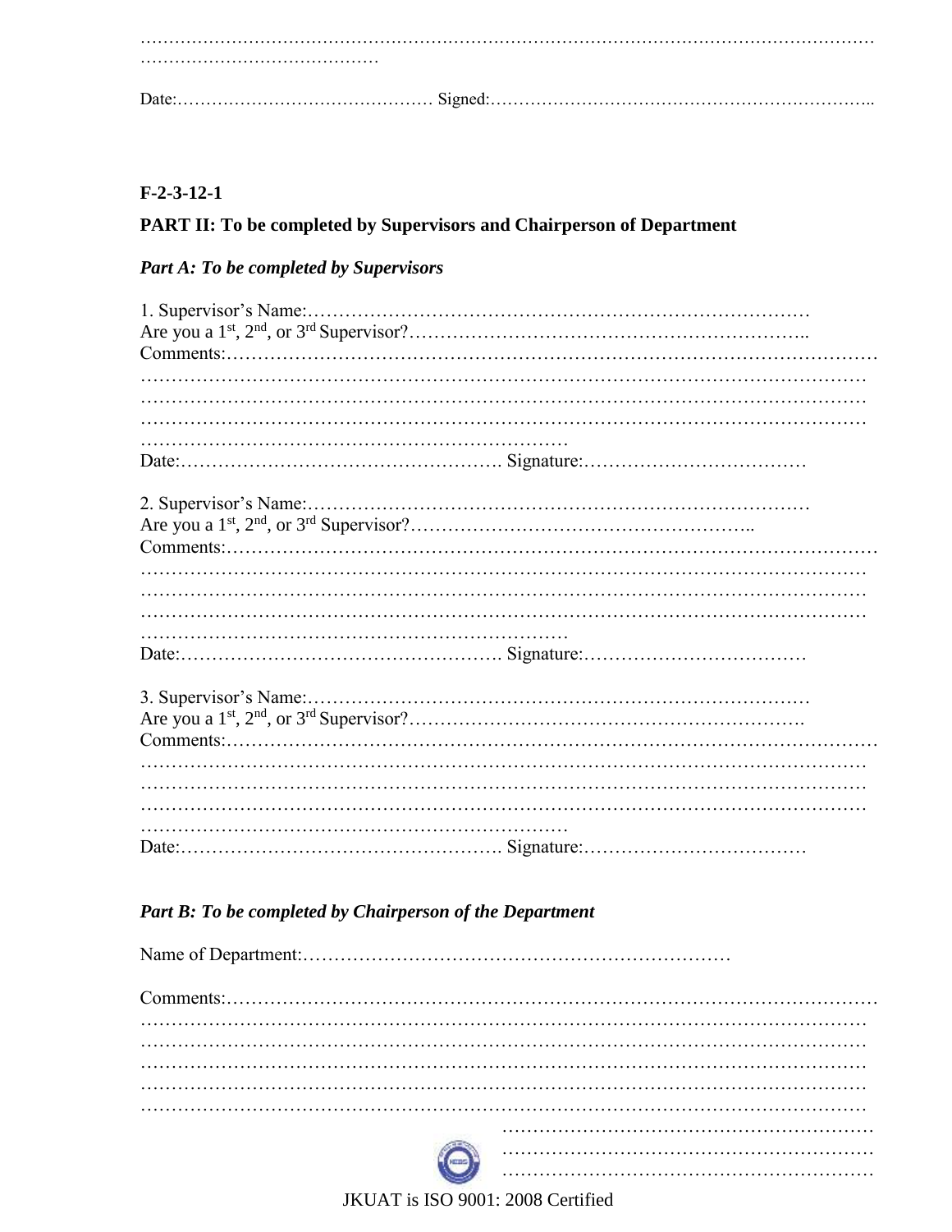……………………………………………………………………………………………………………
……………………………………

Date:……………………………………… Signed:…………………………………………………………..

**F-2-3-12-1**

**PART II: To be completed by Supervisors and Chairperson of Department**

***Part A: To be completed by Supervisors***

1. Supervisor's Name:………………………………………………………………………
Are you a 1st, 2nd, or 3rd Supervisor?……………………………………………………..
Comments:…………………………………………………………………………………………
…………………………………………………………………………………………………………
…………………………………………………………………………………………………………
…………………………………………………………………………………………………………
……………………………………………………………
Date:……………………………………………. Signature:………………………………

2. Supervisor's Name:………………………………………………………………………
Are you a 1st, 2nd, or 3rd Supervisor?……………………………………………..
Comments:…………………………………………………………………………………………
…………………………………………………………………………………………………………
…………………………………………………………………………………………………………
…………………………………………………………………………………………………………
……………………………………………………………
Date:……………………………………………. Signature:………………………………

3. Supervisor's Name:………………………………………………………………………
Are you a 1st, 2nd, or 3rd Supervisor?…………………………………………………….
Comments:…………………………………………………………………………………………
…………………………………………………………………………………………………………
…………………………………………………………………………………………………………
…………………………………………………………………………………………………………
……………………………………………………………
Date:……………………………………………. Signature:………………………………

***Part B: To be completed by Chairperson of the Department***

Name of Department:…………………………………………………………

Comments:…………………………………………………………………………………………
…………………………………………………………………………………………………………
…………………………………………………………………………………………………………
…………………………………………………………………………………………………………
…………………………………………………………………………………………………………
…………………………………………………………………………………………………………
……………………………………………………
……………………………………………………
……………………………………………………

JKUAT is ISO 9001: 2008 Certified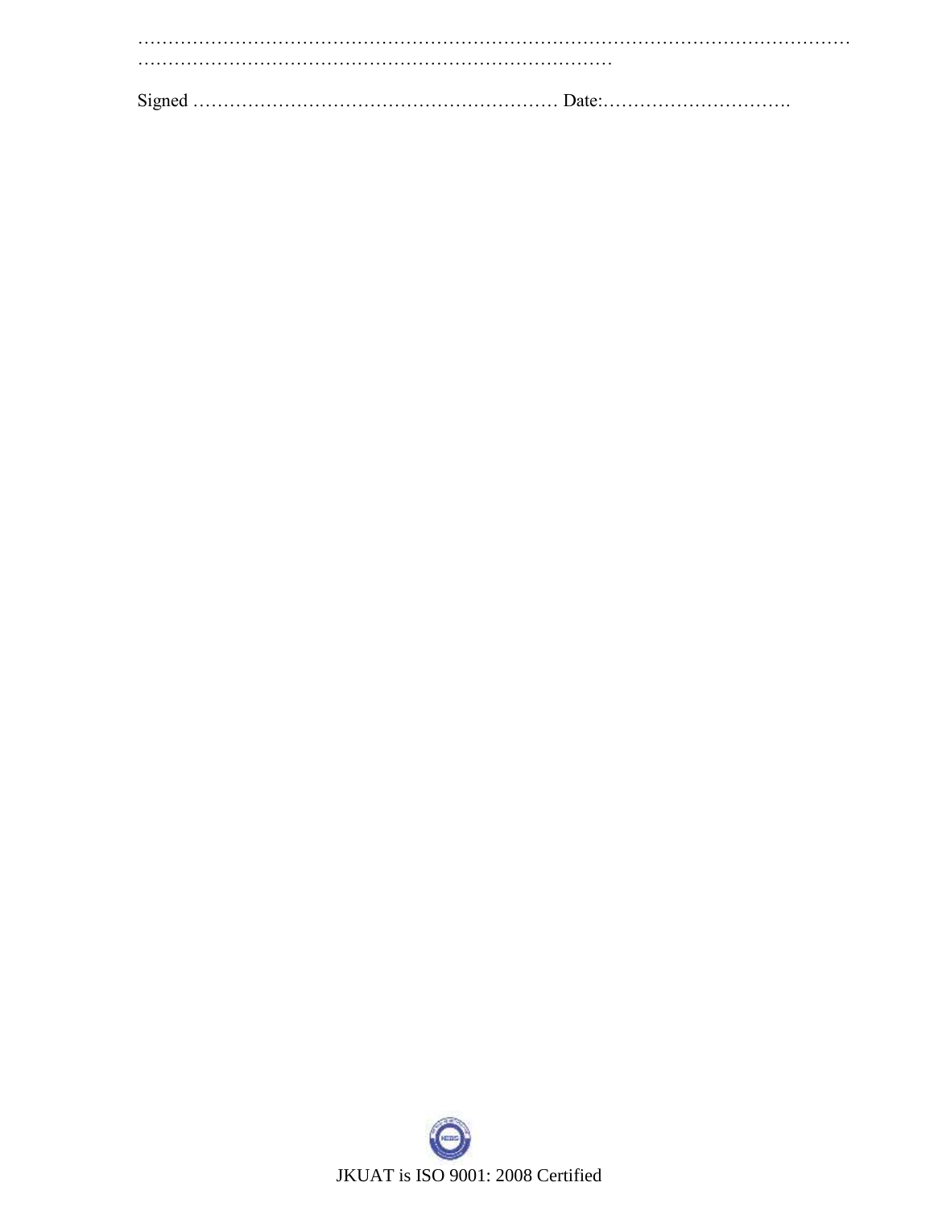…………………………………………………………………………………………………………
………………………………………………………………………

Signed …………………………………………………… Date:………………………….

JKUAT is ISO 9001: 2008 Certified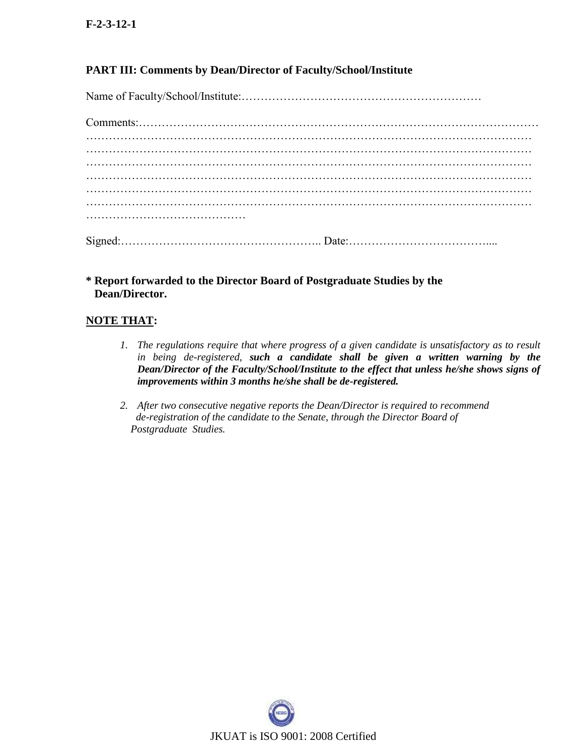F-2-3-12-1

**PART III: Comments by Dean/Director of Faculty/School/Institute**

Name of Faculty/School/Institute:………………………………………………………

Comments:…………………………………………………………………………………………
…………………………………………………………………………………………………
…………………………………………………………………………………………………
…………………………………………………………………………………………………
…………………………………………………………………………………………………
…………………………………………………………………………………………………
…………………………………………………………………………………………………
……………………………………

Signed:…………………………………………….. Date:……………………………....

**\* Report forwarded to the Director Board of Postgraduate Studies by the Dean/Director.**

**<u>NOTE THAT</u>:**

1. *The regulations require that where progress of a given candidate is unsatisfactory as to result in being de-registered,* ***such a candidate shall be given a written warning by the Dean/Director of the Faculty/School/Institute to the effect that unless he/she shows signs of improvements within 3 months he/she shall be de-registered.***

2. *After two consecutive negative reports the Dean/Director is required to recommend de-registration of the candidate to the Senate, through the Director Board of Postgraduate Studies.*

JKUAT is ISO 9001: 2008 Certified